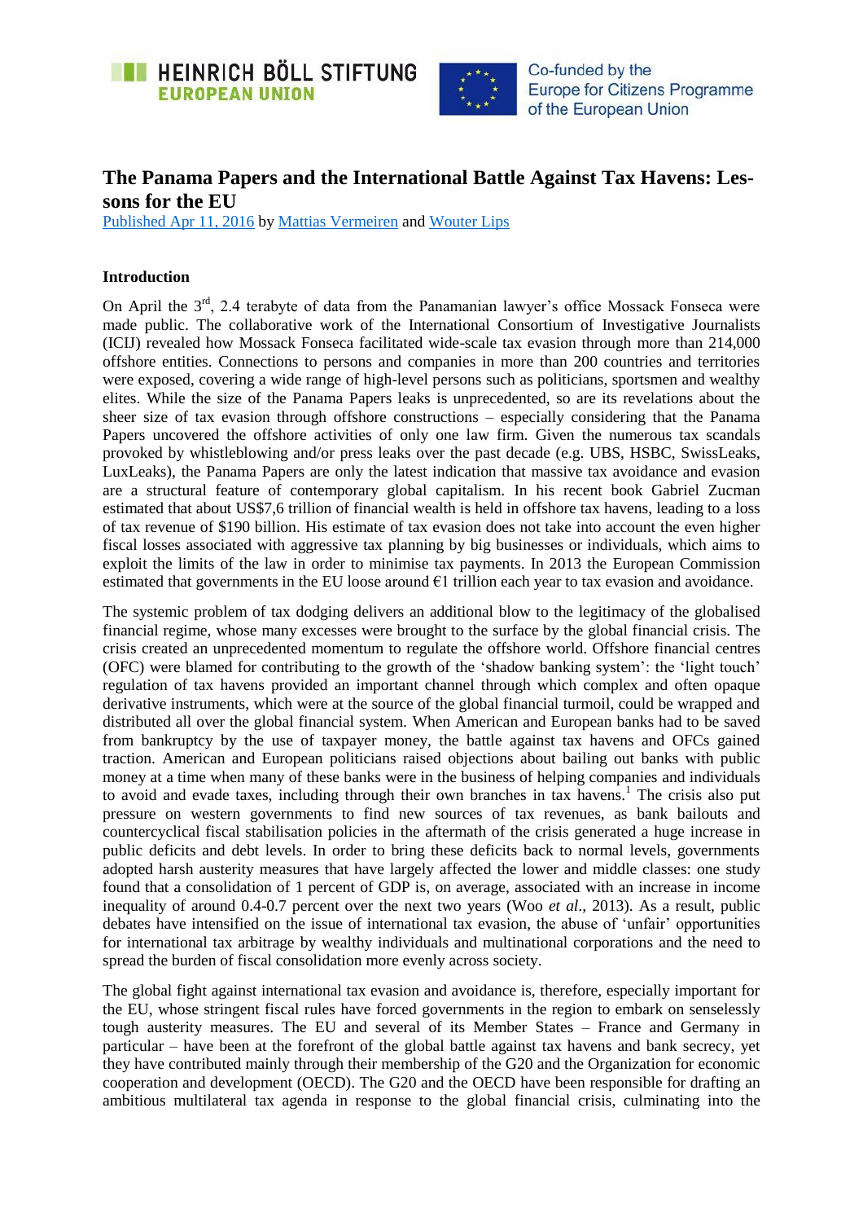HEINRICH BÖLL STIFTUNG
EUROPEAN UNION

Co-funded by the Europe for Citizens Programme of the European Union

# The Panama Papers and the International Battle Against Tax Havens: Lessons for the EU

Published Apr 11, 2016 by Mattias Vermeiren and Wouter Lips

**Introduction**

On April the 3rd, 2.4 terabyte of data from the Panamanian lawyer's office Mossack Fonseca were made public. The collaborative work of the International Consortium of Investigative Journalists (ICIJ) revealed how Mossack Fonseca facilitated wide-scale tax evasion through more than 214,000 offshore entities. Connections to persons and companies in more than 200 countries and territories were exposed, covering a wide range of high-level persons such as politicians, sportsmen and wealthy elites. While the size of the Panama Papers leaks is unprecedented, so are its revelations about the sheer size of tax evasion through offshore constructions – especially considering that the Panama Papers uncovered the offshore activities of only one law firm. Given the numerous tax scandals provoked by whistleblowing and/or press leaks over the past decade (e.g. UBS, HSBC, SwissLeaks, LuxLeaks), the Panama Papers are only the latest indication that massive tax avoidance and evasion are a structural feature of contemporary global capitalism. In his recent book Gabriel Zucman estimated that about US$7,6 trillion of financial wealth is held in offshore tax havens, leading to a loss of tax revenue of $190 billion. His estimate of tax evasion does not take into account the even higher fiscal losses associated with aggressive tax planning by big businesses or individuals, which aims to exploit the limits of the law in order to minimise tax payments. In 2013 the European Commission estimated that governments in the EU loose around €1 trillion each year to tax evasion and avoidance.

The systemic problem of tax dodging delivers an additional blow to the legitimacy of the globalised financial regime, whose many excesses were brought to the surface by the global financial crisis. The crisis created an unprecedented momentum to regulate the offshore world. Offshore financial centres (OFC) were blamed for contributing to the growth of the 'shadow banking system': the 'light touch' regulation of tax havens provided an important channel through which complex and often opaque derivative instruments, which were at the source of the global financial turmoil, could be wrapped and distributed all over the global financial system. When American and European banks had to be saved from bankruptcy by the use of taxpayer money, the battle against tax havens and OFCs gained traction. American and European politicians raised objections about bailing out banks with public money at a time when many of these banks were in the business of helping companies and individuals to avoid and evade taxes, including through their own branches in tax havens.[1] The crisis also put pressure on western governments to find new sources of tax revenues, as bank bailouts and countercyclical fiscal stabilisation policies in the aftermath of the crisis generated a huge increase in public deficits and debt levels. In order to bring these deficits back to normal levels, governments adopted harsh austerity measures that have largely affected the lower and middle classes: one study found that a consolidation of 1 percent of GDP is, on average, associated with an increase in income inequality of around 0.4-0.7 percent over the next two years (Woo *et al*., 2013). As a result, public debates have intensified on the issue of international tax evasion, the abuse of 'unfair' opportunities for international tax arbitrage by wealthy individuals and multinational corporations and the need to spread the burden of fiscal consolidation more evenly across society.

The global fight against international tax evasion and avoidance is, therefore, especially important for the EU, whose stringent fiscal rules have forced governments in the region to embark on senselessly tough austerity measures. The EU and several of its Member States – France and Germany in particular – have been at the forefront of the global battle against tax havens and bank secrecy, yet they have contributed mainly through their membership of the G20 and the Organization for economic cooperation and development (OECD). The G20 and the OECD have been responsible for drafting an ambitious multilateral tax agenda in response to the global financial crisis, culminating into the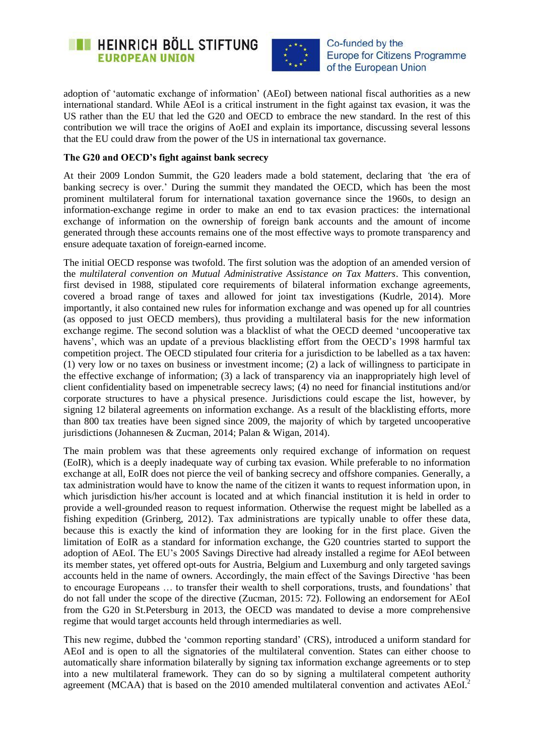adoption of 'automatic exchange of information' (AEoI) between national fiscal authorities as a new international standard. While AEoI is a critical instrument in the fight against tax evasion, it was the US rather than the EU that led the G20 and OECD to embrace the new standard. In the rest of this contribution we will trace the origins of AoEI and explain its importance, discussing several lessons that the EU could draw from the power of the US in international tax governance.

**The G20 and OECD's fight against bank secrecy**

At their 2009 London Summit, the G20 leaders made a bold statement, declaring that *'*the era of banking secrecy is over.' During the summit they mandated the OECD, which has been the most prominent multilateral forum for international taxation governance since the 1960s, to design an information-exchange regime in order to make an end to tax evasion practices: the international exchange of information on the ownership of foreign bank accounts and the amount of income generated through these accounts remains one of the most effective ways to promote transparency and ensure adequate taxation of foreign-earned income.

The initial OECD response was twofold. The first solution was the adoption of an amended version of the *multilateral convention on Mutual Administrative Assistance on Tax Matters*. This convention, first devised in 1988, stipulated core requirements of bilateral information exchange agreements, covered a broad range of taxes and allowed for joint tax investigations (Kudrle, 2014). More importantly, it also contained new rules for information exchange and was opened up for all countries (as opposed to just OECD members), thus providing a multilateral basis for the new information exchange regime. The second solution was a blacklist of what the OECD deemed 'uncooperative tax havens', which was an update of a previous blacklisting effort from the OECD's 1998 harmful tax competition project. The OECD stipulated four criteria for a jurisdiction to be labelled as a tax haven: (1) very low or no taxes on business or investment income; (2) a lack of willingness to participate in the effective exchange of information; (3) a lack of transparency via an inappropriately high level of client confidentiality based on impenetrable secrecy laws; (4) no need for financial institutions and/or corporate structures to have a physical presence. Jurisdictions could escape the list, however, by signing 12 bilateral agreements on information exchange. As a result of the blacklisting efforts, more than 800 tax treaties have been signed since 2009, the majority of which by targeted uncooperative jurisdictions (Johannesen & Zucman, 2014; Palan & Wigan, 2014).

The main problem was that these agreements only required exchange of information on request (EoIR), which is a deeply inadequate way of curbing tax evasion. While preferable to no information exchange at all, EoIR does not pierce the veil of banking secrecy and offshore companies. Generally, a tax administration would have to know the name of the citizen it wants to request information upon, in which jurisdiction his/her account is located and at which financial institution it is held in order to provide a well-grounded reason to request information. Otherwise the request might be labelled as a fishing expedition (Grinberg, 2012). Tax administrations are typically unable to offer these data, because this is exactly the kind of information they are looking for in the first place. Given the limitation of EoIR as a standard for information exchange, the G20 countries started to support the adoption of AEoI. The EU's 2005 Savings Directive had already installed a regime for AEoI between its member states, yet offered opt-outs for Austria, Belgium and Luxemburg and only targeted savings accounts held in the name of owners. Accordingly, the main effect of the Savings Directive 'has been to encourage Europeans … to transfer their wealth to shell corporations, trusts, and foundations' that do not fall under the scope of the directive (Zucman, 2015: 72). Following an endorsement for AEoI from the G20 in St.Petersburg in 2013, the OECD was mandated to devise a more comprehensive regime that would target accounts held through intermediaries as well.

This new regime, dubbed the 'common reporting standard' (CRS), introduced a uniform standard for AEoI and is open to all the signatories of the multilateral convention. States can either choose to automatically share information bilaterally by signing tax information exchange agreements or to step into a new multilateral framework. They can do so by signing a multilateral competent authority agreement (MCAA) that is based on the 2010 amended multilateral convention and activates AEoI.[2]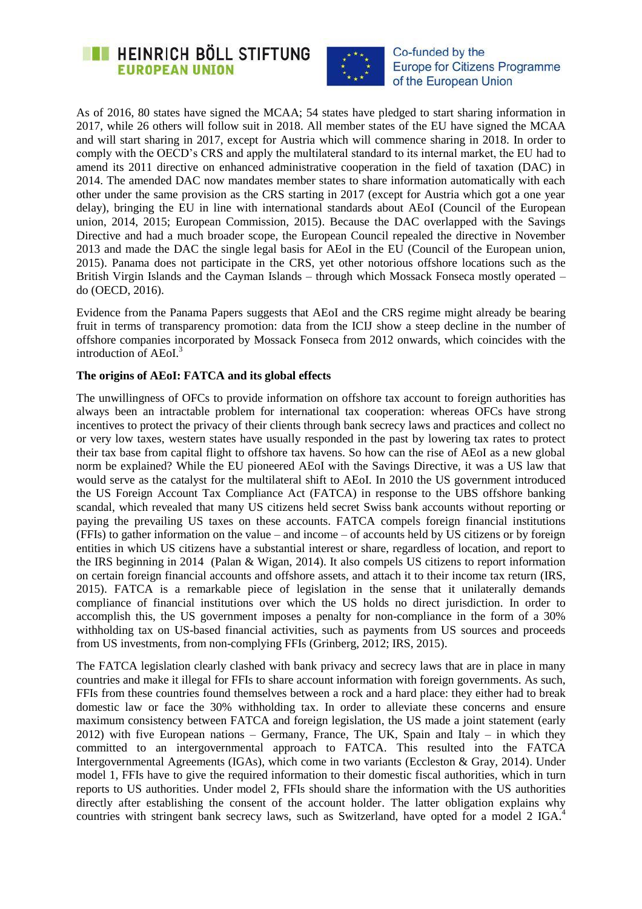As of 2016, 80 states have signed the MCAA; 54 states have pledged to start sharing information in 2017, while 26 others will follow suit in 2018. All member states of the EU have signed the MCAA and will start sharing in 2017, except for Austria which will commence sharing in 2018. In order to comply with the OECD's CRS and apply the multilateral standard to its internal market, the EU had to amend its 2011 directive on enhanced administrative cooperation in the field of taxation (DAC) in 2014. The amended DAC now mandates member states to share information automatically with each other under the same provision as the CRS starting in 2017 (except for Austria which got a one year delay), bringing the EU in line with international standards about AEoI (Council of the European union, 2014, 2015; European Commission, 2015). Because the DAC overlapped with the Savings Directive and had a much broader scope, the European Council repealed the directive in November 2013 and made the DAC the single legal basis for AEoI in the EU (Council of the European union, 2015). Panama does not participate in the CRS, yet other notorious offshore locations such as the British Virgin Islands and the Cayman Islands – through which Mossack Fonseca mostly operated – do (OECD, 2016).

Evidence from the Panama Papers suggests that AEoI and the CRS regime might already be bearing fruit in terms of transparency promotion: data from the ICIJ show a steep decline in the number of offshore companies incorporated by Mossack Fonseca from 2012 onwards, which coincides with the introduction of AEoI.[3]

**The origins of AEoI: FATCA and its global effects**

The unwillingness of OFCs to provide information on offshore tax account to foreign authorities has always been an intractable problem for international tax cooperation: whereas OFCs have strong incentives to protect the privacy of their clients through bank secrecy laws and practices and collect no or very low taxes, western states have usually responded in the past by lowering tax rates to protect their tax base from capital flight to offshore tax havens. So how can the rise of AEoI as a new global norm be explained? While the EU pioneered AEoI with the Savings Directive, it was a US law that would serve as the catalyst for the multilateral shift to AEoI. In 2010 the US government introduced the US Foreign Account Tax Compliance Act (FATCA) in response to the UBS offshore banking scandal, which revealed that many US citizens held secret Swiss bank accounts without reporting or paying the prevailing US taxes on these accounts. FATCA compels foreign financial institutions (FFIs) to gather information on the value – and income – of accounts held by US citizens or by foreign entities in which US citizens have a substantial interest or share, regardless of location, and report to the IRS beginning in 2014 (Palan & Wigan, 2014). It also compels US citizens to report information on certain foreign financial accounts and offshore assets, and attach it to their income tax return (IRS, 2015). FATCA is a remarkable piece of legislation in the sense that it unilaterally demands compliance of financial institutions over which the US holds no direct jurisdiction. In order to accomplish this, the US government imposes a penalty for non-compliance in the form of a 30% withholding tax on US-based financial activities, such as payments from US sources and proceeds from US investments, from non-complying FFIs (Grinberg, 2012; IRS, 2015).

The FATCA legislation clearly clashed with bank privacy and secrecy laws that are in place in many countries and make it illegal for FFIs to share account information with foreign governments. As such, FFIs from these countries found themselves between a rock and a hard place: they either had to break domestic law or face the 30% withholding tax. In order to alleviate these concerns and ensure maximum consistency between FATCA and foreign legislation, the US made a joint statement (early 2012) with five European nations – Germany, France, The UK, Spain and Italy – in which they committed to an intergovernmental approach to FATCA. This resulted into the FATCA Intergovernmental Agreements (IGAs), which come in two variants (Eccleston & Gray, 2014). Under model 1, FFIs have to give the required information to their domestic fiscal authorities, which in turn reports to US authorities. Under model 2, FFIs should share the information with the US authorities directly after establishing the consent of the account holder. The latter obligation explains why countries with stringent bank secrecy laws, such as Switzerland, have opted for a model 2 IGA.[4]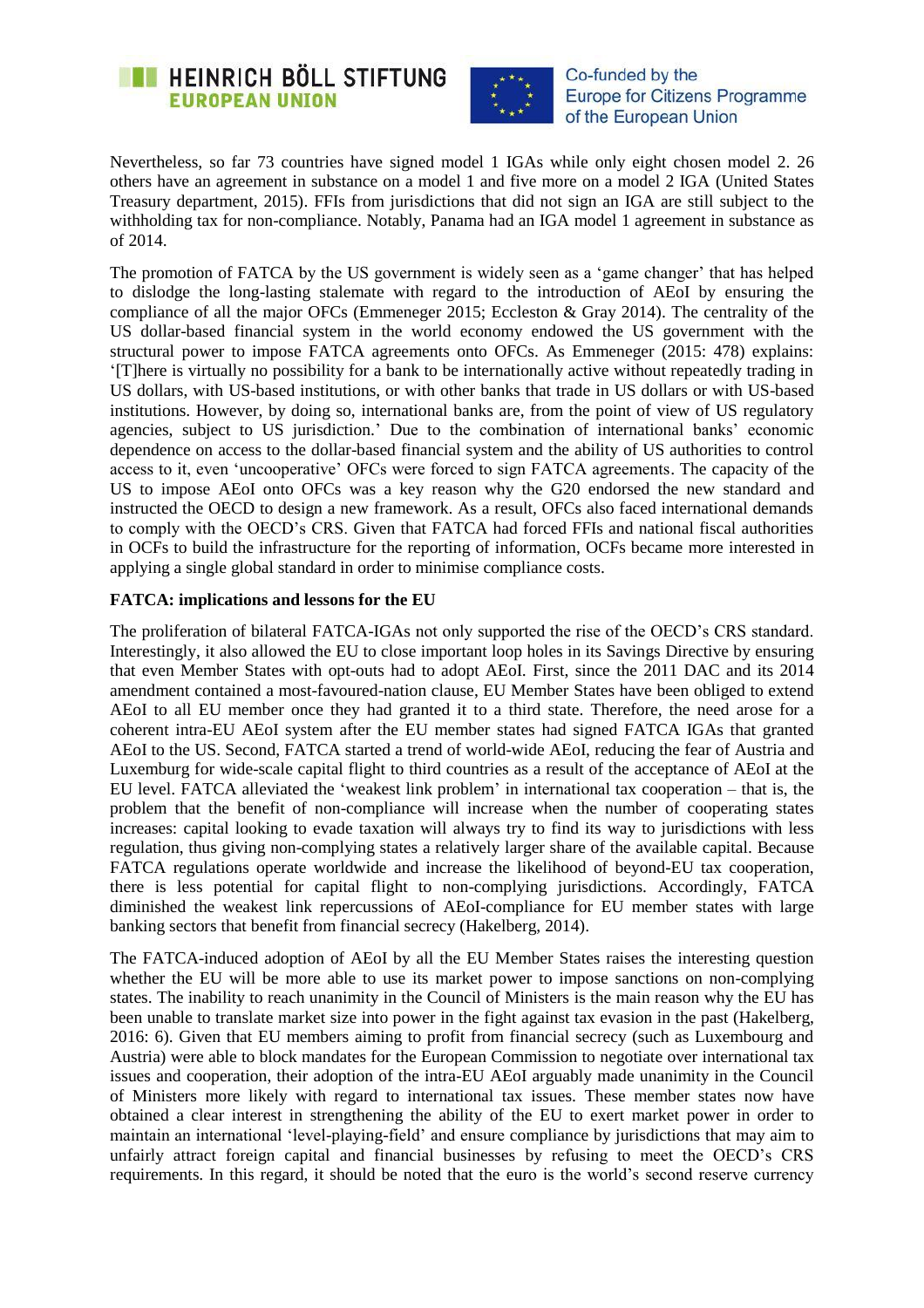Nevertheless, so far 73 countries have signed model 1 IGAs while only eight chosen model 2. 26 others have an agreement in substance on a model 1 and five more on a model 2 IGA (United States Treasury department, 2015). FFIs from jurisdictions that did not sign an IGA are still subject to the withholding tax for non-compliance. Notably, Panama had an IGA model 1 agreement in substance as of 2014.

The promotion of FATCA by the US government is widely seen as a 'game changer' that has helped to dislodge the long-lasting stalemate with regard to the introduction of AEoI by ensuring the compliance of all the major OFCs (Emmeneger 2015; Eccleston & Gray 2014). The centrality of the US dollar-based financial system in the world economy endowed the US government with the structural power to impose FATCA agreements onto OFCs. As Emmeneger (2015: 478) explains: '[T]here is virtually no possibility for a bank to be internationally active without repeatedly trading in US dollars, with US-based institutions, or with other banks that trade in US dollars or with US-based institutions. However, by doing so, international banks are, from the point of view of US regulatory agencies, subject to US jurisdiction.' Due to the combination of international banks' economic dependence on access to the dollar-based financial system and the ability of US authorities to control access to it, even 'uncooperative' OFCs were forced to sign FATCA agreements. The capacity of the US to impose AEoI onto OFCs was a key reason why the G20 endorsed the new standard and instructed the OECD to design a new framework. As a result, OFCs also faced international demands to comply with the OECD's CRS. Given that FATCA had forced FFIs and national fiscal authorities in OCFs to build the infrastructure for the reporting of information, OCFs became more interested in applying a single global standard in order to minimise compliance costs.

**FATCA: implications and lessons for the EU**

The proliferation of bilateral FATCA-IGAs not only supported the rise of the OECD's CRS standard. Interestingly, it also allowed the EU to close important loop holes in its Savings Directive by ensuring that even Member States with opt-outs had to adopt AEoI. First, since the 2011 DAC and its 2014 amendment contained a most-favoured-nation clause, EU Member States have been obliged to extend AEoI to all EU member once they had granted it to a third state. Therefore, the need arose for a coherent intra-EU AEoI system after the EU member states had signed FATCA IGAs that granted AEoI to the US. Second, FATCA started a trend of world-wide AEoI, reducing the fear of Austria and Luxemburg for wide-scale capital flight to third countries as a result of the acceptance of AEoI at the EU level. FATCA alleviated the 'weakest link problem' in international tax cooperation – that is, the problem that the benefit of non-compliance will increase when the number of cooperating states increases: capital looking to evade taxation will always try to find its way to jurisdictions with less regulation, thus giving non-complying states a relatively larger share of the available capital. Because FATCA regulations operate worldwide and increase the likelihood of beyond-EU tax cooperation, there is less potential for capital flight to non-complying jurisdictions. Accordingly, FATCA diminished the weakest link repercussions of AEoI-compliance for EU member states with large banking sectors that benefit from financial secrecy (Hakelberg, 2014).

The FATCA-induced adoption of AEoI by all the EU Member States raises the interesting question whether the EU will be more able to use its market power to impose sanctions on non-complying states. The inability to reach unanimity in the Council of Ministers is the main reason why the EU has been unable to translate market size into power in the fight against tax evasion in the past (Hakelberg, 2016: 6). Given that EU members aiming to profit from financial secrecy (such as Luxembourg and Austria) were able to block mandates for the European Commission to negotiate over international tax issues and cooperation, their adoption of the intra-EU AEoI arguably made unanimity in the Council of Ministers more likely with regard to international tax issues. These member states now have obtained a clear interest in strengthening the ability of the EU to exert market power in order to maintain an international 'level-playing-field' and ensure compliance by jurisdictions that may aim to unfairly attract foreign capital and financial businesses by refusing to meet the OECD's CRS requirements. In this regard, it should be noted that the euro is the world's second reserve currency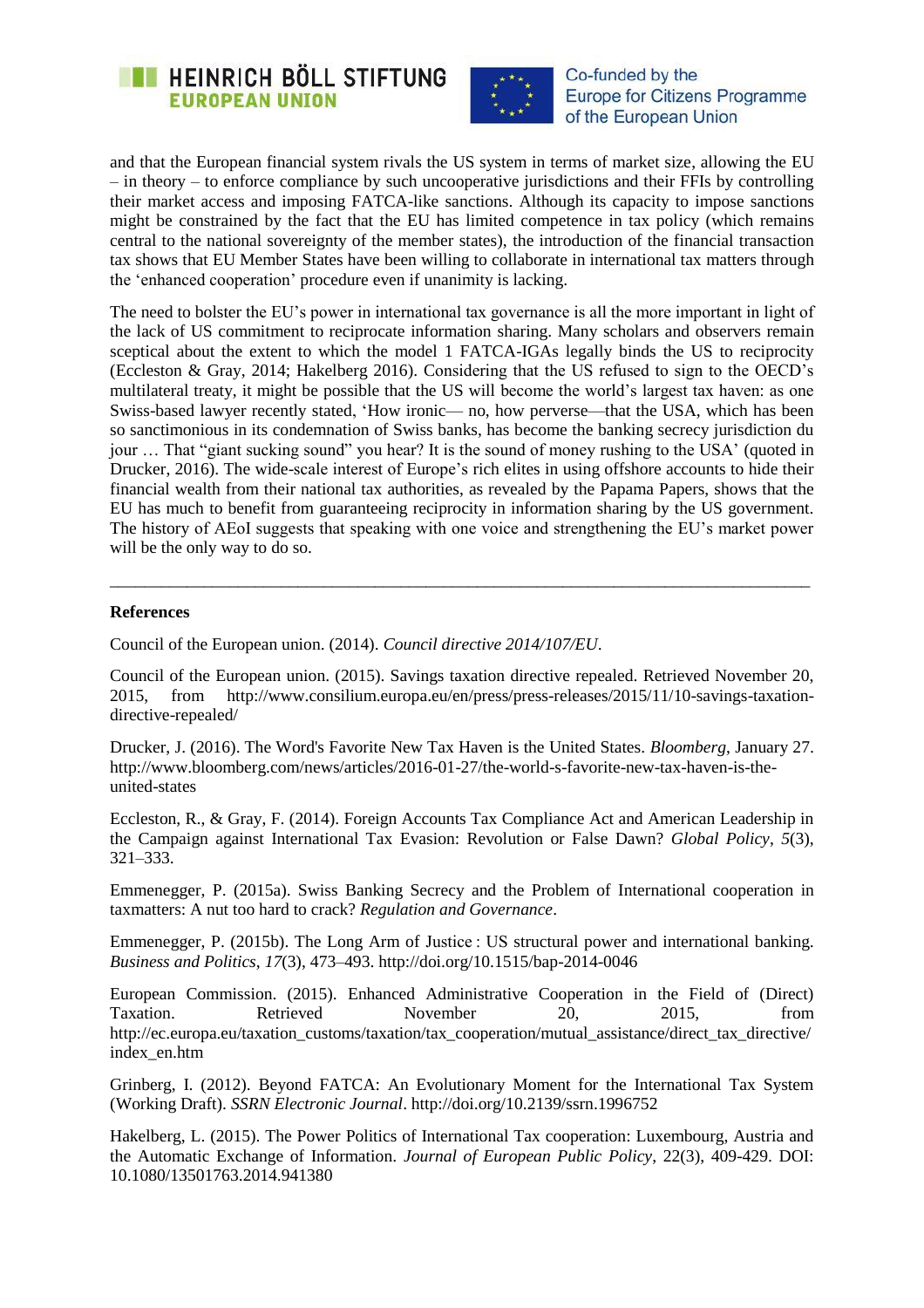and that the European financial system rivals the US system in terms of market size, allowing the EU – in theory – to enforce compliance by such uncooperative jurisdictions and their FFIs by controlling their market access and imposing FATCA-like sanctions. Although its capacity to impose sanctions might be constrained by the fact that the EU has limited competence in tax policy (which remains central to the national sovereignty of the member states), the introduction of the financial transaction tax shows that EU Member States have been willing to collaborate in international tax matters through the 'enhanced cooperation' procedure even if unanimity is lacking.

The need to bolster the EU's power in international tax governance is all the more important in light of the lack of US commitment to reciprocate information sharing. Many scholars and observers remain sceptical about the extent to which the model 1 FATCA-IGAs legally binds the US to reciprocity (Eccleston & Gray, 2014; Hakelberg 2016). Considering that the US refused to sign to the OECD's multilateral treaty, it might be possible that the US will become the world's largest tax haven: as one Swiss-based lawyer recently stated, 'How ironic— no, how perverse—that the USA, which has been so sanctimonious in its condemnation of Swiss banks, has become the banking secrecy jurisdiction du jour … That "giant sucking sound" you hear? It is the sound of money rushing to the USA' (quoted in Drucker, 2016). The wide-scale interest of Europe's rich elites in using offshore accounts to hide their financial wealth from their national tax authorities, as revealed by the Papama Papers, shows that the EU has much to benefit from guaranteeing reciprocity in information sharing by the US government. The history of AEoI suggests that speaking with one voice and strengthening the EU's market power will be the only way to do so.

---

**References**

Council of the European union. (2014). *Council directive 2014/107/EU*.

Council of the European union. (2015). Savings taxation directive repealed. Retrieved November 20, 2015, from http://www.consilium.europa.eu/en/press/press-releases/2015/11/10-savings-taxation-directive-repealed/

Drucker, J. (2016). The Word's Favorite New Tax Haven is the United States. *Bloomberg*, January 27. http://www.bloomberg.com/news/articles/2016-01-27/the-world-s-favorite-new-tax-haven-is-the-united-states

Eccleston, R., & Gray, F. (2014). Foreign Accounts Tax Compliance Act and American Leadership in the Campaign against International Tax Evasion: Revolution or False Dawn? *Global Policy*, *5*(3), 321–333.

Emmenegger, P. (2015a). Swiss Banking Secrecy and the Problem of International cooperation in taxmatters: A nut too hard to crack? *Regulation and Governance*.

Emmenegger, P. (2015b). The Long Arm of Justice : US structural power and international banking. *Business and Politics*, *17*(3), 473–493. http://doi.org/10.1515/bap-2014-0046

European Commission. (2015). Enhanced Administrative Cooperation in the Field of (Direct) Taxation. Retrieved November 20, 2015, from http://ec.europa.eu/taxation_customs/taxation/tax_cooperation/mutual_assistance/direct_tax_directive/index_en.htm

Grinberg, I. (2012). Beyond FATCA: An Evolutionary Moment for the International Tax System (Working Draft). *SSRN Electronic Journal*. http://doi.org/10.2139/ssrn.1996752

Hakelberg, L. (2015). The Power Politics of International Tax cooperation: Luxembourg, Austria and the Automatic Exchange of Information. *Journal of European Public Policy*, 22(3), 409-429. DOI: 10.1080/13501763.2014.941380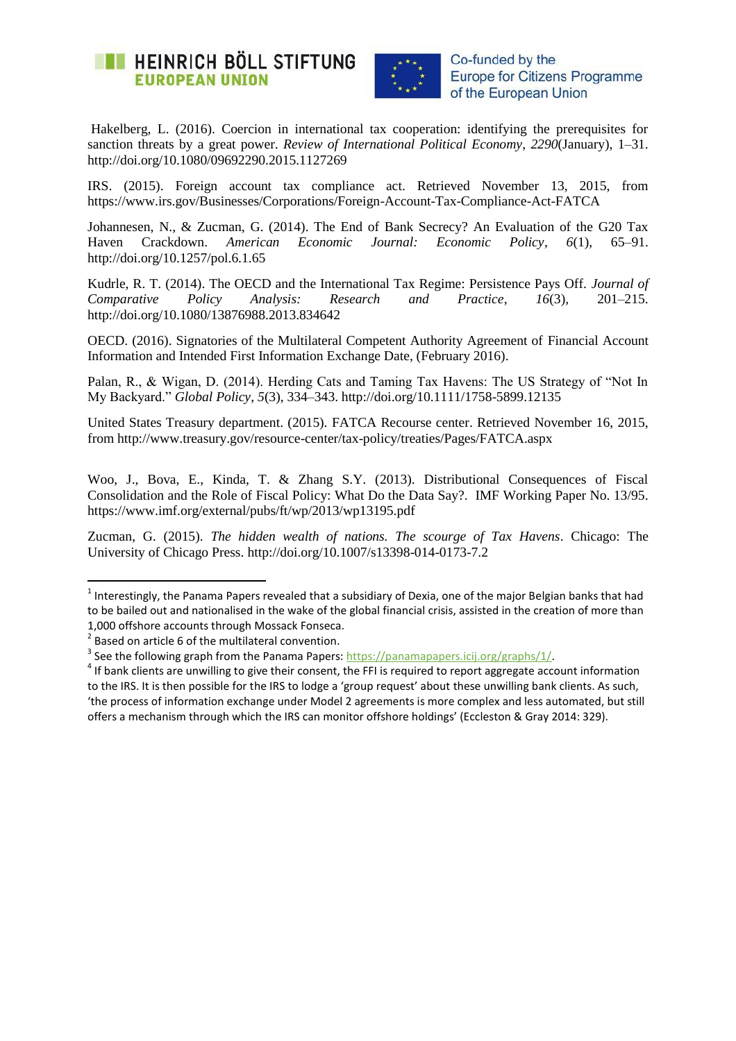Hakelberg, L. (2016). Coercion in international tax cooperation: identifying the prerequisites for sanction threats by a great power. *Review of International Political Economy*, *2290*(January), 1–31. http://doi.org/10.1080/09692290.2015.1127269

IRS. (2015). Foreign account tax compliance act. Retrieved November 13, 2015, from https://www.irs.gov/Businesses/Corporations/Foreign-Account-Tax-Compliance-Act-FATCA

Johannesen, N., & Zucman, G. (2014). The End of Bank Secrecy? An Evaluation of the G20 Tax Haven Crackdown. *American Economic Journal: Economic Policy*, *6*(1), 65–91. http://doi.org/10.1257/pol.6.1.65

Kudrle, R. T. (2014). The OECD and the International Tax Regime: Persistence Pays Off. *Journal of Comparative Policy Analysis: Research and Practice*, *16*(3), 201–215. http://doi.org/10.1080/13876988.2013.834642

OECD. (2016). Signatories of the Multilateral Competent Authority Agreement of Financial Account Information and Intended First Information Exchange Date, (February 2016).

Palan, R., & Wigan, D. (2014). Herding Cats and Taming Tax Havens: The US Strategy of "Not In My Backyard." *Global Policy*, *5*(3), 334–343. http://doi.org/10.1111/1758-5899.12135

United States Treasury department. (2015). FATCA Recourse center. Retrieved November 16, 2015, from http://www.treasury.gov/resource-center/tax-policy/treaties/Pages/FATCA.aspx

Woo, J., Bova, E., Kinda, T. & Zhang S.Y. (2013). Distributional Consequences of Fiscal Consolidation and the Role of Fiscal Policy: What Do the Data Say?. IMF Working Paper No. 13/95. https://www.imf.org/external/pubs/ft/wp/2013/wp13195.pdf

Zucman, G. (2015). *The hidden wealth of nations. The scourge of Tax Havens*. Chicago: The University of Chicago Press. http://doi.org/10.1007/s13398-014-0173-7.2

---

[1] Interestingly, the Panama Papers revealed that a subsidiary of Dexia, one of the major Belgian banks that had to be bailed out and nationalised in the wake of the global financial crisis, assisted in the creation of more than 1,000 offshore accounts through Mossack Fonseca.

[2] Based on article 6 of the multilateral convention.

[3] See the following graph from the Panama Papers: https://panamapapers.icij.org/graphs/1/.

[4] If bank clients are unwilling to give their consent, the FFI is required to report aggregate account information to the IRS. It is then possible for the IRS to lodge a 'group request' about these unwilling bank clients. As such, 'the process of information exchange under Model 2 agreements is more complex and less automated, but still offers a mechanism through which the IRS can monitor offshore holdings' (Eccleston & Gray 2014: 329).